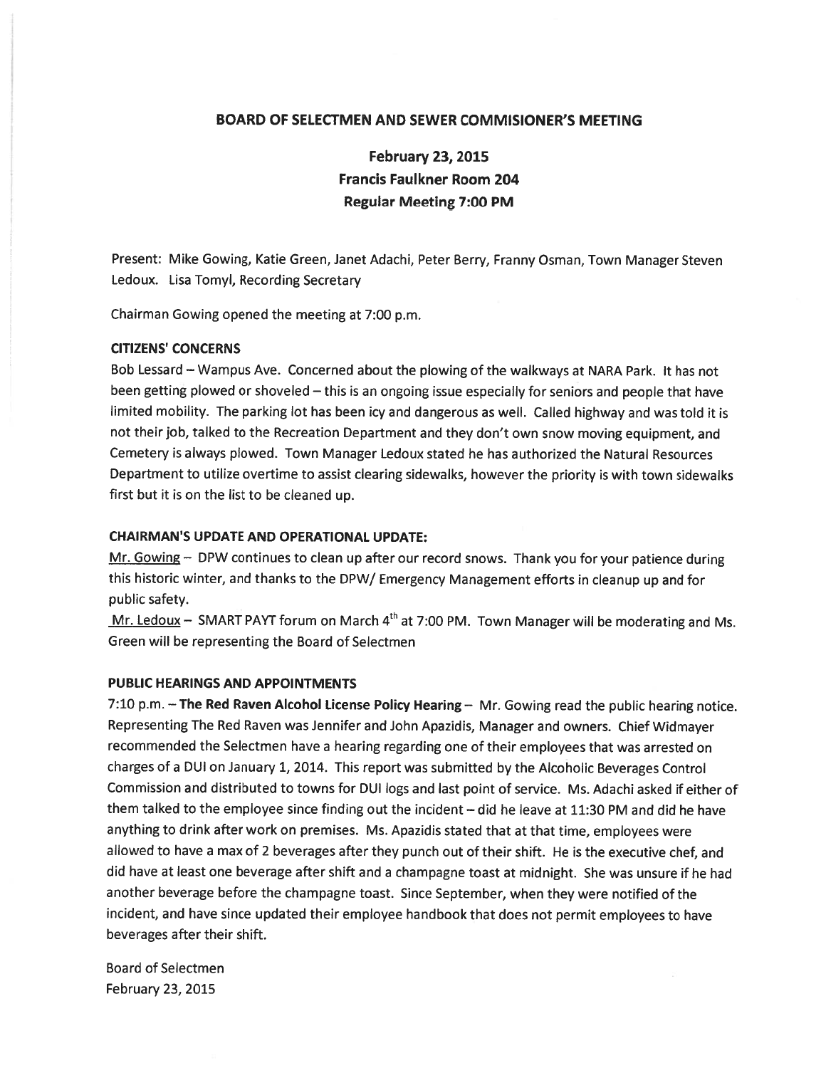## BOARD OF SELECTMEN AND SEWER COMMISIONER'S MEETING

### February 23, 2015
### Francis Faulkner Room 204
### Regular Meeting 7:00 PM

Present: Mike Gowing, Katie Green, Janet Adachi, Peter Berry, Franny Osman, Town Manager Steven Ledoux. Lisa Tomyl, Recording Secretary

Chairman Gowing opened the meeting at 7:00 p.m.

**CITIZENS' CONCERNS**

Bob Lessard – Wampus Ave. Concerned about the plowing of the walkways at NARA Park. It has not been getting plowed or shoveled – this is an ongoing issue especially for seniors and people that have limited mobility. The parking lot has been icy and dangerous as well. Called highway and was told it is not their job, talked to the Recreation Department and they don't own snow moving equipment, and Cemetery is always plowed. Town Manager Ledoux stated he has authorized the Natural Resources Department to utilize overtime to assist clearing sidewalks, however the priority is with town sidewalks first but it is on the list to be cleaned up.

**CHAIRMAN'S UPDATE AND OPERATIONAL UPDATE:**

Mr. Gowing – DPW continues to clean up after our record snows. Thank you for your patience during this historic winter, and thanks to the DPW/ Emergency Management efforts in cleanup up and for public safety.

Mr. Ledoux – SMART PAYT forum on March 4th at 7:00 PM. Town Manager will be moderating and Ms. Green will be representing the Board of Selectmen

**PUBLIC HEARINGS AND APPOINTMENTS**

7:10 p.m. – **The Red Raven Alcohol License Policy Hearing** – Mr. Gowing read the public hearing notice. Representing The Red Raven was Jennifer and John Apazidis, Manager and owners. Chief Widmayer recommended the Selectmen have a hearing regarding one of their employees that was arrested on charges of a DUI on January 1, 2014. This report was submitted by the Alcoholic Beverages Control Commission and distributed to towns for DUI logs and last point of service. Ms. Adachi asked if either of them talked to the employee since finding out the incident – did he leave at 11:30 PM and did he have anything to drink after work on premises. Ms. Apazidis stated that at that time, employees were allowed to have a max of 2 beverages after they punch out of their shift. He is the executive chef, and did have at least one beverage after shift and a champagne toast at midnight. She was unsure if he had another beverage before the champagne toast. Since September, when they were notified of the incident, and have since updated their employee handbook that does not permit employees to have beverages after their shift.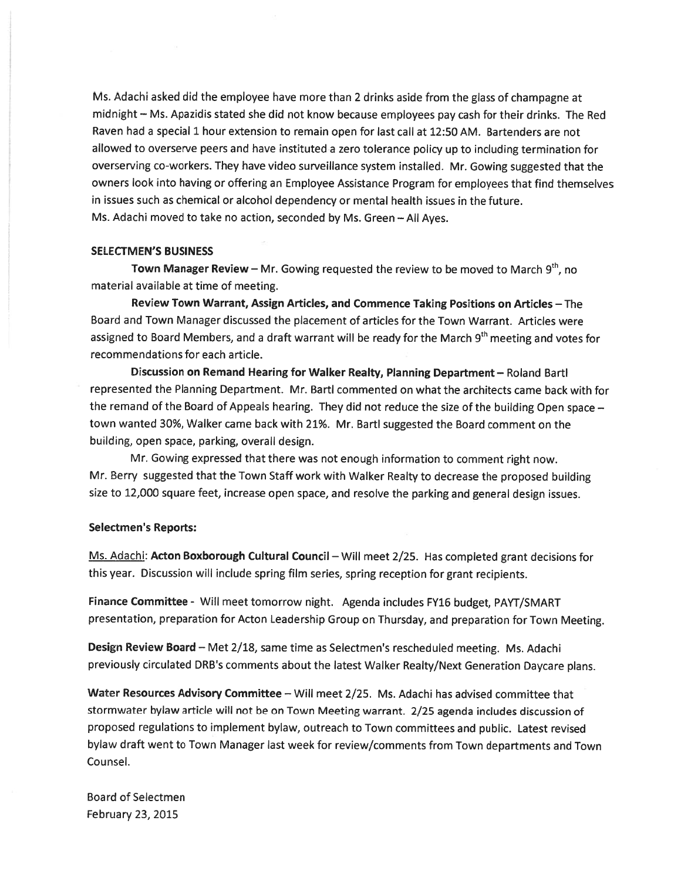Ms. Adachi asked did the employee have more than 2 drinks aside from the glass of champagne at midnight – Ms. Apazidis stated she did not know because employees pay cash for their drinks. The Red Raven had a special 1 hour extension to remain open for last call at 12:50 AM. Bartenders are not allowed to overserve peers and have instituted a zero tolerance policy up to including termination for overserving co-workers. They have video surveillance system installed. Mr. Gowing suggested that the owners look into having or offering an Employee Assistance Program for employees that find themselves in issues such as chemical or alcohol dependency or mental health issues in the future.
Ms. Adachi moved to take no action, seconded by Ms. Green – All Ayes.

**SELECTMEN'S BUSINESS**

**Town Manager Review** – Mr. Gowing requested the review to be moved to March 9th, no material available at time of meeting.

**Review Town Warrant, Assign Articles, and Commence Taking Positions on Articles** – The Board and Town Manager discussed the placement of articles for the Town Warrant. Articles were assigned to Board Members, and a draft warrant will be ready for the March 9th meeting and votes for recommendations for each article.

**Discussion on Remand Hearing for Walker Realty, Planning Department** – Roland Bartl represented the Planning Department. Mr. Bartl commented on what the architects came back with for the remand of the Board of Appeals hearing. They did not reduce the size of the building Open space – town wanted 30%, Walker came back with 21%. Mr. Bartl suggested the Board comment on the building, open space, parking, overall design.

Mr. Gowing expressed that there was not enough information to comment right now.
Mr. Berry suggested that the Town Staff work with Walker Realty to decrease the proposed building size to 12,000 square feet, increase open space, and resolve the parking and general design issues.

**Selectmen's Reports:**

Ms. Adachi: **Acton Boxborough Cultural Council** – Will meet 2/25. Has completed grant decisions for this year. Discussion will include spring film series, spring reception for grant recipients.

**Finance Committee** - Will meet tomorrow night. Agenda includes FY16 budget, PAYT/SMART presentation, preparation for Acton Leadership Group on Thursday, and preparation for Town Meeting.

**Design Review Board** – Met 2/18, same time as Selectmen's rescheduled meeting. Ms. Adachi previously circulated DRB's comments about the latest Walker Realty/Next Generation Daycare plans.

**Water Resources Advisory Committee** – Will meet 2/25. Ms. Adachi has advised committee that stormwater bylaw article will not be on Town Meeting warrant. 2/25 agenda includes discussion of proposed regulations to implement bylaw, outreach to Town committees and public. Latest revised bylaw draft went to Town Manager last week for review/comments from Town departments and Town Counsel.

Board of Selectmen
February 23, 2015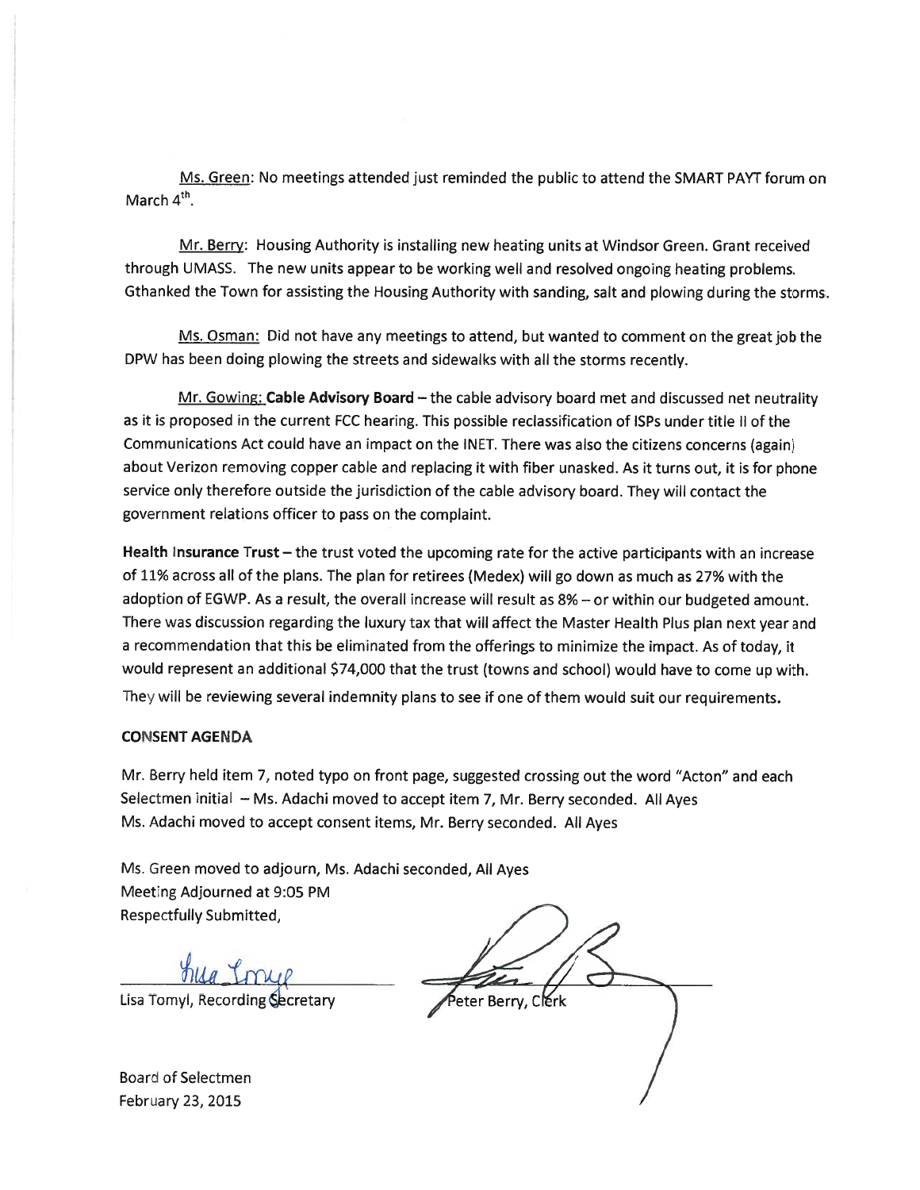Ms. Green: No meetings attended just reminded the public to attend the SMART PAYT forum on March 4th.

Mr. Berry: Housing Authority is installing new heating units at Windsor Green. Grant received through UMASS. The new units appear to be working well and resolved ongoing heating problems. Gthanked the Town for assisting the Housing Authority with sanding, salt and plowing during the storms.

Ms. Osman: Did not have any meetings to attend, but wanted to comment on the great job the DPW has been doing plowing the streets and sidewalks with all the storms recently.

Mr. Gowing: **Cable Advisory Board** – the cable advisory board met and discussed net neutrality as it is proposed in the current FCC hearing. This possible reclassification of ISPs under title II of the Communications Act could have an impact on the INET. There was also the citizens concerns (again) about Verizon removing copper cable and replacing it with fiber unasked. As it turns out, it is for phone service only therefore outside the jurisdiction of the cable advisory board. They will contact the government relations officer to pass on the complaint.

**Health Insurance Trust** – the trust voted the upcoming rate for the active participants with an increase of 11% across all of the plans. The plan for retirees (Medex) will go down as much as 27% with the adoption of EGWP. As a result, the overall increase will result as 8% – or within our budgeted amount. There was discussion regarding the luxury tax that will affect the Master Health Plus plan next year and a recommendation that this be eliminated from the offerings to minimize the impact. As of today, it would represent an additional $74,000 that the trust (towns and school) would have to come up with. They will be reviewing several indemnity plans to see if one of them would suit our requirements.

**CONSENT AGENDA**

Mr. Berry held item 7, noted typo on front page, suggested crossing out the word "Acton" and each Selectmen initial – Ms. Adachi moved to accept item 7, Mr. Berry seconded. All Ayes
Ms. Adachi moved to accept consent items, Mr. Berry seconded. All Ayes

Ms. Green moved to adjourn, Ms. Adachi seconded, All Ayes
Meeting Adjourned at 9:05 PM
Respectfully Submitted,

Lisa Tomyl, Recording Secretary

Peter Berry, Clerk

Board of Selectmen
February 23, 2015